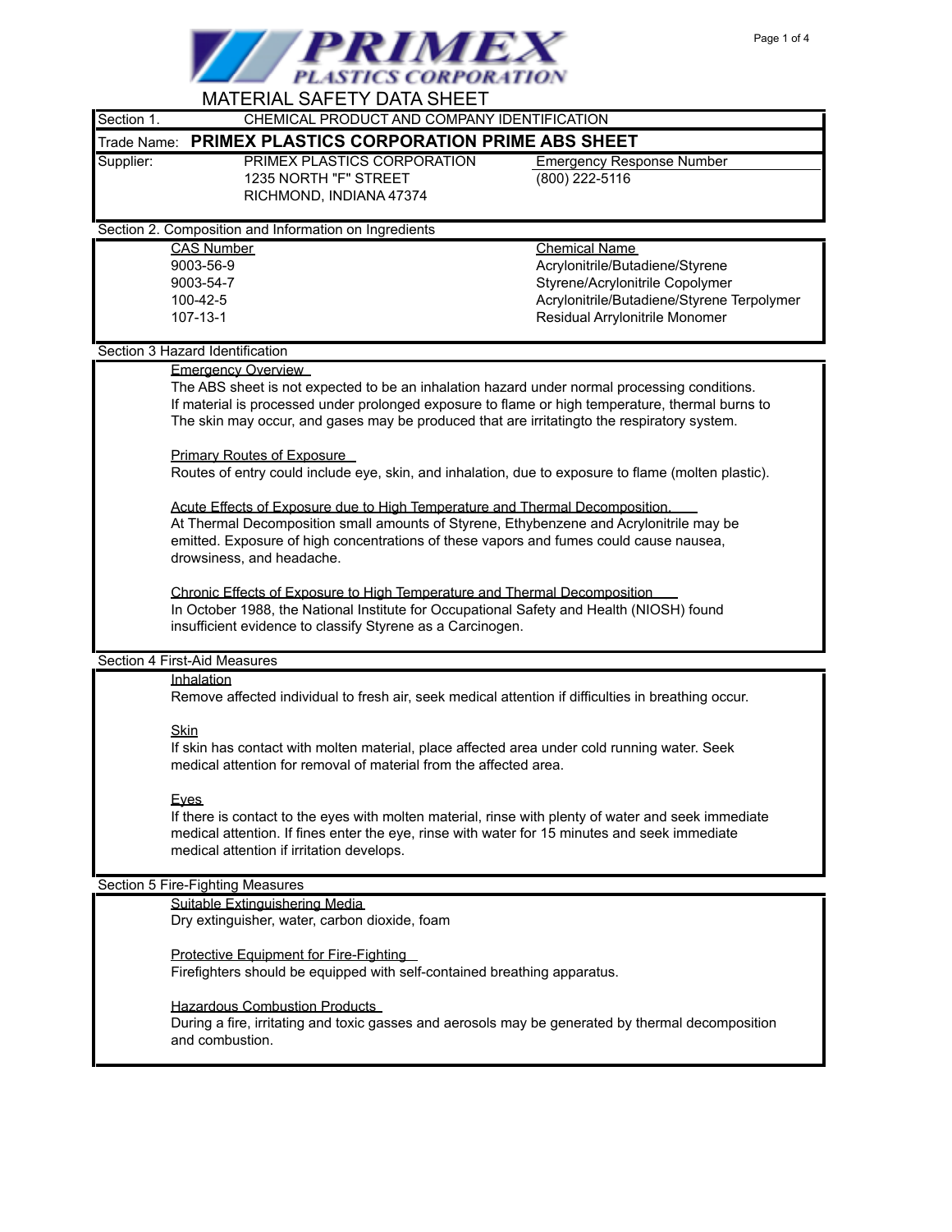# PRIMEX PLASTICS CORPORATION

## MATERIAL SAFETY DATA SHEET

## Section 1. CHEMICAL PRODUCT AND COMPANY IDENTIFICATION

**Trade Name: PRIMEX PLASTICS CORPORATION PRIME ABS SHEET**

Supplier:
PRIMEX PLASTICS CORPORATION
1235 NORTH "F" STREET
RICHMOND, INDIANA 47374

Emergency Response Number
(800) 222-5116

## Section 2. Composition and Information on Ingredients

| CAS Number | Chemical Name |
|---|---|
| 9003-56-9 | Acrylonitrile/Butadiene/Styrene |
| 9003-54-7 | Styrene/Acrylonitrile Copolymer |
| 100-42-5 | Acrylonitrile/Butadiene/Styrene Terpolymer |
| 107-13-1 | Residual Arrylonitrile Monomer |

## Section 3 Hazard Identification

Emergency Overview

The ABS sheet is not expected to be an inhalation hazard under normal processing conditions. If material is processed under prolonged exposure to flame or high temperature, thermal burns to The skin may occur, and gases may be produced that are irritatingto the respiratory system.

Primary Routes of Exposure

Routes of entry could include eye, skin, and inhalation, due to exposure to flame (molten plastic).

Acute Effects of Exposure due to High Temperature and Thermal Decomposition.

At Thermal Decomposition small amounts of Styrene, Ethybenzene and Acrylonitrile may be emitted. Exposure of high concentrations of these vapors and fumes could cause nausea, drowsiness, and headache.

Chronic Effects of Exposure to High Temperature and Thermal Decomposition

In October 1988, the National Institute for Occupational Safety and Health (NIOSH) found insufficient evidence to classify Styrene as a Carcinogen.

## Section 4 First-Aid Measures

Inhalation

Remove affected individual to fresh air, seek medical attention if difficulties in breathing occur.

Skin

If skin has contact with molten material, place affected area under cold running water. Seek medical attention for removal of material from the affected area.

Eyes

If there is contact to the eyes with molten material, rinse with plenty of water and seek immediate medical attention. If fines enter the eye, rinse with water for 15 minutes and seek immediate medical attention if irritation develops.

## Section 5 Fire-Fighting Measures

Suitable Extinguishering Media

Dry extinguisher, water, carbon dioxide, foam

Protective Equipment for Fire-Fighting

Firefighters should be equipped with self-contained breathing apparatus.

Hazardous Combustion Products

During a fire, irritating and toxic gasses and aerosols may be generated by thermal decomposition and combustion.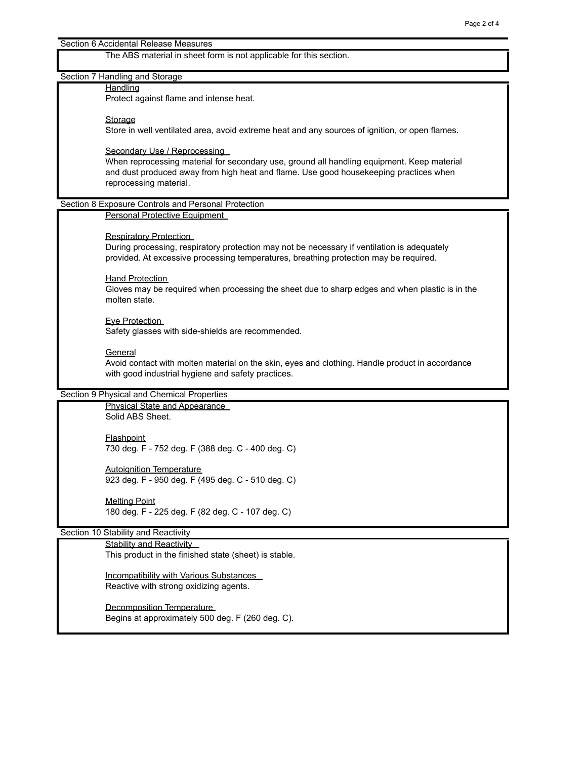## Section 6 Accidental Release Measures

The ABS material in sheet form is not applicable for this section.

## Section 7 Handling and Storage

### Handling

Protect against flame and intense heat.

### Storage

Store in well ventilated area, avoid extreme heat and any sources of ignition, or open flames.

### Secondary Use / Reprocessing

When reprocessing material for secondary use, ground all handling equipment. Keep material and dust produced away from high heat and flame. Use good housekeeping practices when reprocessing material.

## Section 8 Exposure Controls and Personal Protection

### Personal Protective Equipment

### Respiratory Protection

During processing, respiratory protection may not be necessary if ventilation is adequately provided. At excessive processing temperatures, breathing protection may be required.

### Hand Protection

Gloves may be required when processing the sheet due to sharp edges and when plastic is in the molten state.

### Eye Protection

Safety glasses with side-shields are recommended.

### General

Avoid contact with molten material on the skin, eyes and clothing. Handle product in accordance with good industrial hygiene and safety practices.

## Section 9 Physical and Chemical Properties

### Physical State and Appearance

Solid ABS Sheet.

### Flashpoint

730 deg. F - 752 deg. F (388 deg. C - 400 deg. C)

### Autoignition Temperature

923 deg. F - 950 deg. F (495 deg. C - 510 deg. C)

### Melting Point

180 deg. F - 225 deg. F (82 deg. C - 107 deg. C)

## Section 10 Stability and Reactivity

### Stability and Reactivity

This product in the finished state (sheet) is stable.

### Incompatibility with Various Substances

Reactive with strong oxidizing agents.

### Decomposition Temperature

Begins at approximately 500 deg. F (260 deg. C).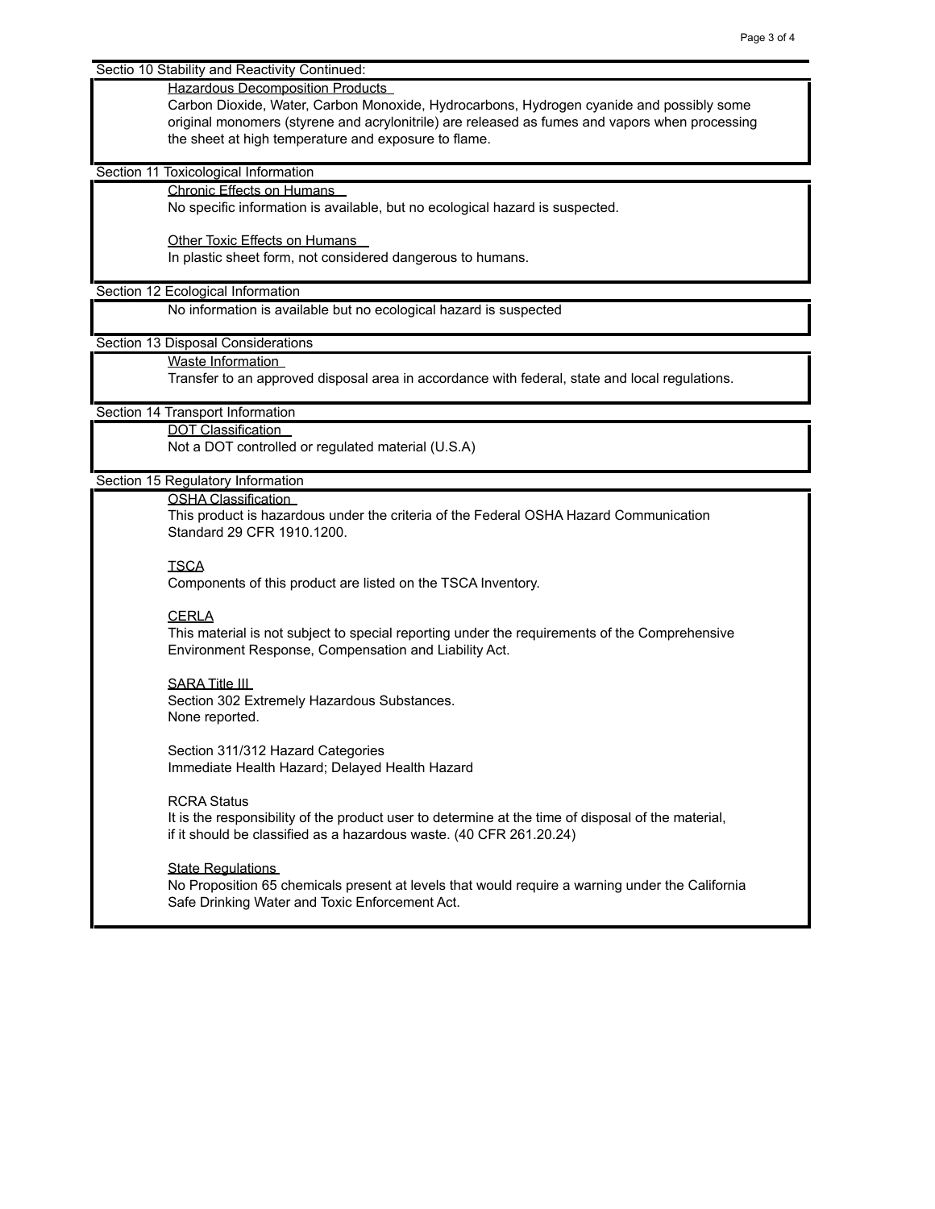## Sectio 10 Stability and Reactivity Continued:

Hazardous Decomposition Products

Carbon Dioxide, Water, Carbon Monoxide, Hydrocarbons, Hydrogen cyanide and possibly some original monomers (styrene and acrylonitrile) are released as fumes and vapors when processing the sheet at high temperature and exposure to flame.

## Section 11 Toxicological Information

Chronic Effects on Humans

No specific information is available, but no ecological hazard is suspected.

Other Toxic Effects on Humans

In plastic sheet form, not considered dangerous to humans.

## Section 12 Ecological Information

No information is available but no ecological hazard is suspected

## Section 13 Disposal Considerations

Waste Information

Transfer to an approved disposal area in accordance with federal, state and local regulations.

## Section 14 Transport Information

DOT Classification

Not a DOT controlled or regulated material (U.S.A)

## Section 15 Regulatory Information

OSHA Classification

This product is hazardous under the criteria of the Federal OSHA Hazard Communication Standard 29 CFR 1910.1200.

TSCA

Components of this product are listed on the TSCA Inventory.

CERLA

This material is not subject to special reporting under the requirements of the Comprehensive Environment Response, Compensation and Liability Act.

SARA Title III

Section 302 Extremely Hazardous Substances.
None reported.

Section 311/312 Hazard Categories
Immediate Health Hazard; Delayed Health Hazard

RCRA Status
It is the responsibility of the product user to determine at the time of disposal of the material, if it should be classified as a hazardous waste. (40 CFR 261.20.24)

State Regulations

No Proposition 65 chemicals present at levels that would require a warning under the California Safe Drinking Water and Toxic Enforcement Act.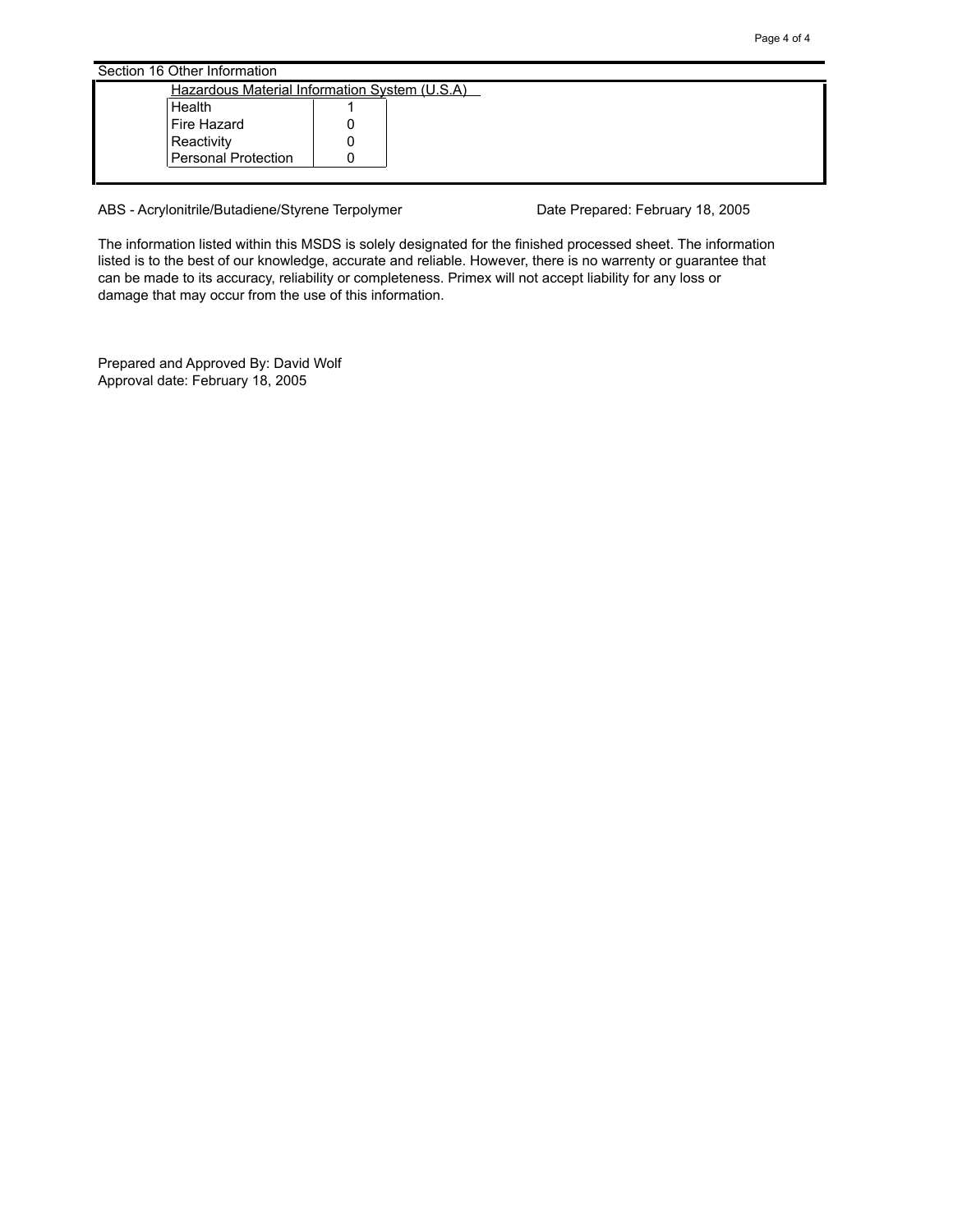## Section 16 Other Information

Hazardous Material Information System (U.S.A)

| | |
|---|---|
| Health | 1 |
| Fire Hazard | 0 |
| Reactivity | 0 |
| Personal Protection | 0 |

ABS - Acrylonitrile/Butadiene/Styrene Terpolymer

Date Prepared: February 18, 2005

The information listed within this MSDS is solely designated for the finished processed sheet. The information listed is to the best of our knowledge, accurate and reliable. However, there is no warrenty or guarantee that can be made to its accuracy, reliability or completeness. Primex will not accept liability for any loss or damage that may occur from the use of this information.

Prepared and Approved By: David Wolf
Approval date: February 18, 2005